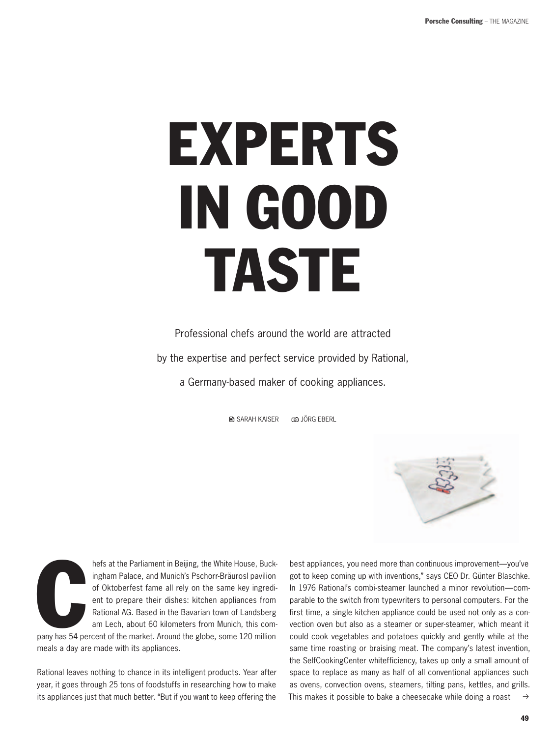# EXPERTS IN GOOD TASTE

Professional chefs around the world are attracted by the expertise and perfect service provided by Rational, a Germany-based maker of cooking appliances.

SARAH KAISER JÖRG EBERL

Chefs at the Parliament in Beijing, the White House, Buckingham Palace, and Munich's Pschorr-Bräurosl pavilion of Oktoberfest fame all rely on the same key ingredient to prepare their dishes: kitchen appliances from Rational AG. Based in the Bavarian town of Landsberg am Lech, about 60 kilometers from Munich, this company has 54 percent of the market. Around the globe, some 120 million meals a day are made with its appliances.

Rational leaves nothing to chance in its intelligent products. Year after year, it goes through 25 tons of foodstuffs in researching how to make its appliances just that much better. "But if you want to keep offering the best appliances, you need more than continuous improvement—you've got to keep coming up with inventions," says CEO Dr. Günter Blaschke. In 1976 Rational's combi-steamer launched a minor revolution—comparable to the switch from typewriters to personal computers. For the first time, a single kitchen appliance could be used not only as a convection oven but also as a steamer or super-steamer, which meant it could cook vegetables and potatoes quickly and gently while at the same time roasting or braising meat. The company's latest invention, the SelfCookingCenter whitefficiency, takes up only a small amount of space to replace as many as half of all conventional appliances such as ovens, convection ovens, steamers, tilting pans, kettles, and grills. This makes it possible to bake a cheesecake while doing a roast →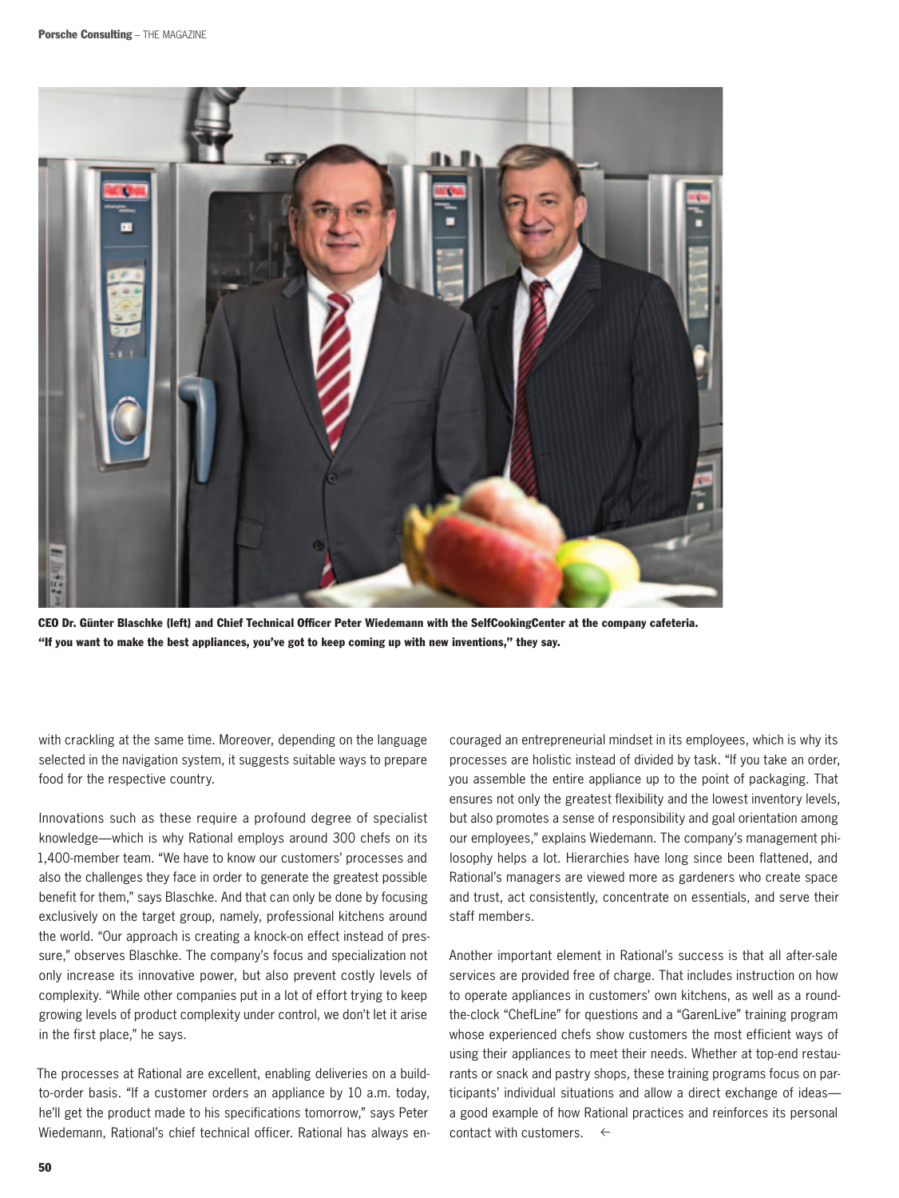**CEO Dr. Günter Blaschke (left) and Chief Technical Officer Peter Wiedemann with the SelfCookingCenter at the company cafeteria. "If you want to make the best appliances, you've got to keep coming up with new inventions," they say.**

with crackling at the same time. Moreover, depending on the language selected in the navigation system, it suggests suitable ways to prepare food for the respective country.

Innovations such as these require a profound degree of specialist knowledge—which is why Rational employs around 300 chefs on its 1,400-member team. "We have to know our customers' processes and also the challenges they face in order to generate the greatest possible benefit for them," says Blaschke. And that can only be done by focusing exclusively on the target group, namely, professional kitchens around the world. "Our approach is creating a knock-on effect instead of pressure," observes Blaschke. The company's focus and specialization not only increase its innovative power, but also prevent costly levels of complexity. "While other companies put in a lot of effort trying to keep growing levels of product complexity under control, we don't let it arise in the first place," he says.

The processes at Rational are excellent, enabling deliveries on a build-to-order basis. "If a customer orders an appliance by 10 a.m. today, he'll get the product made to his specifications tomorrow," says Peter Wiedemann, Rational's chief technical officer. Rational has always encouraged an entrepreneurial mindset in its employees, which is why its processes are holistic instead of divided by task. "If you take an order, you assemble the entire appliance up to the point of packaging. That ensures not only the greatest flexibility and the lowest inventory levels, but also promotes a sense of responsibility and goal orientation among our employees," explains Wiedemann. The company's management philosophy helps a lot. Hierarchies have long since been flattened, and Rational's managers are viewed more as gardeners who create space and trust, act consistently, concentrate on essentials, and serve their staff members.

Another important element in Rational's success is that all after-sale services are provided free of charge. That includes instruction on how to operate appliances in customers' own kitchens, as well as a round-the-clock "ChefLine" for questions and a "GarenLive" training program whose experienced chefs show customers the most efficient ways of using their appliances to meet their needs. Whether at top-end restaurants or snack and pastry shops, these training programs focus on participants' individual situations and allow a direct exchange of ideas—a good example of how Rational practices and reinforces its personal contact with customers. ←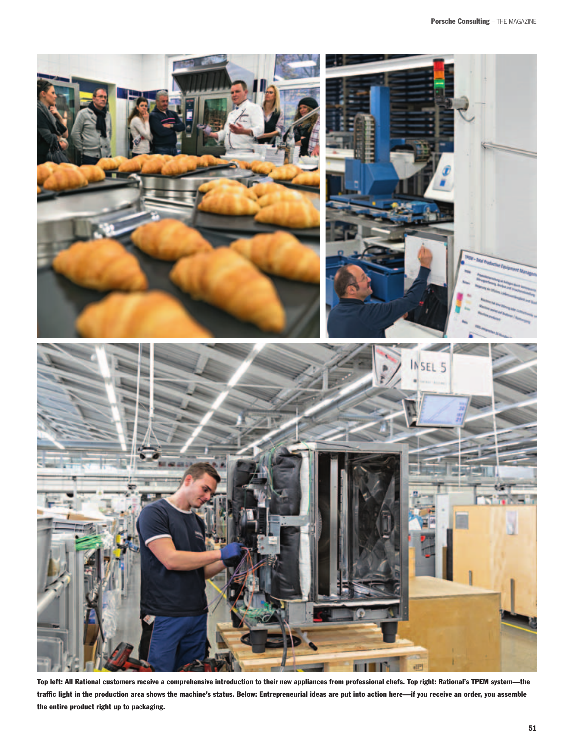**Top left: All Rational customers receive a comprehensive introduction to their new appliances from professional chefs. Top right: Rational's TPEM system—the traffic light in the production area shows the machine's status. Below: Entrepreneurial ideas are put into action here—if you receive an order, you assemble the entire product right up to packaging.**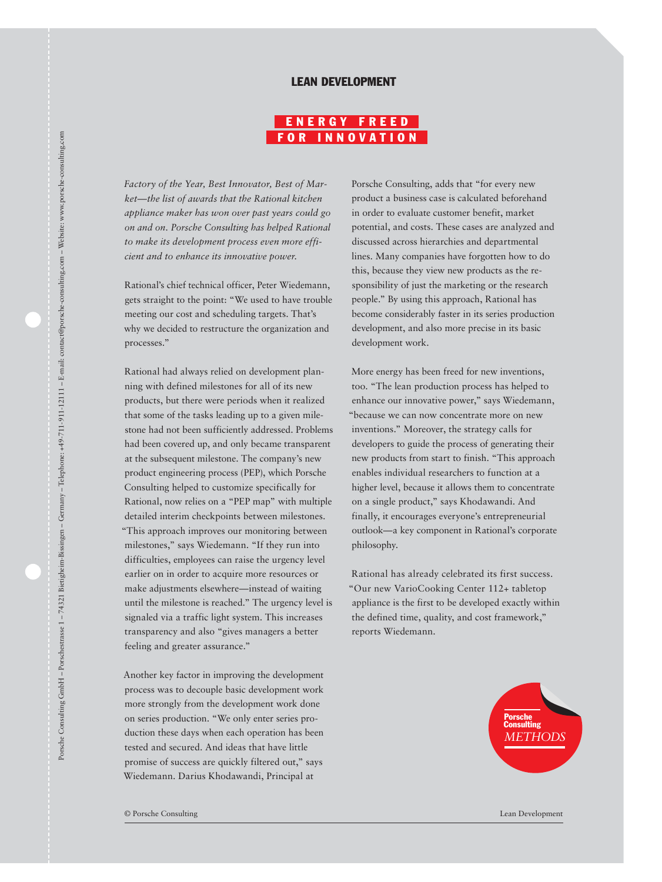## LEAN DEVELOPMENT

# ENERGY FREED FOR INNOVATION

*Factory of the Year, Best Innovator, Best of Market—the list of awards that the Rational kitchen appliance maker has won over past years could go on and on. Porsche Consulting has helped Rational to make its development process even more efficient and to enhance its innovative power.*

Rational's chief technical officer, Peter Wiedemann, gets straight to the point: "We used to have trouble meeting our cost and scheduling targets. That's why we decided to restructure the organization and processes."

Rational had always relied on development planning with defined milestones for all of its new products, but there were periods when it realized that some of the tasks leading up to a given milestone had not been sufficiently addressed. Problems had been covered up, and only became transparent at the subsequent milestone. The company's new product engineering process (PEP), which Porsche Consulting helped to customize specifically for Rational, now relies on a "PEP map" with multiple detailed interim checkpoints between milestones. "This approach improves our monitoring between milestones," says Wiedemann. "If they run into difficulties, employees can raise the urgency level earlier on in order to acquire more resources or make adjustments elsewhere—instead of waiting until the milestone is reached." The urgency level is signaled via a traffic light system. This increases transparency and also "gives managers a better feeling and greater assurance."

Another key factor in improving the development process was to decouple basic development work more strongly from the development work done on series production. "We only enter series production these days when each operation has been tested and secured. And ideas that have little promise of success are quickly filtered out," says Wiedemann. Darius Khodawandi, Principal at Porsche Consulting, adds that "for every new product a business case is calculated beforehand in order to evaluate customer benefit, market potential, and costs. These cases are analyzed and discussed across hierarchies and departmental lines. Many companies have forgotten how to do this, because they view new products as the responsibility of just the marketing or the research people." By using this approach, Rational has become considerably faster in its series production development, and also more precise in its basic development work.

More energy has been freed for new inventions, too. "The lean production process has helped to enhance our innovative power," says Wiedemann, "because we can now concentrate more on new inventions." Moreover, the strategy calls for developers to guide the process of generating their new products from start to finish. "This approach enables individual researchers to function at a higher level, because it allows them to concentrate on a single product," says Khodawandi. And finally, it encourages everyone's entrepreneurial outlook—a key component in Rational's corporate philosophy.

Rational has already celebrated its first success. "Our new VarioCooking Center 112+ tabletop appliance is the first to be developed exactly within the defined time, quality, and cost framework," reports Wiedemann.

Porsche Consulting *METHODS*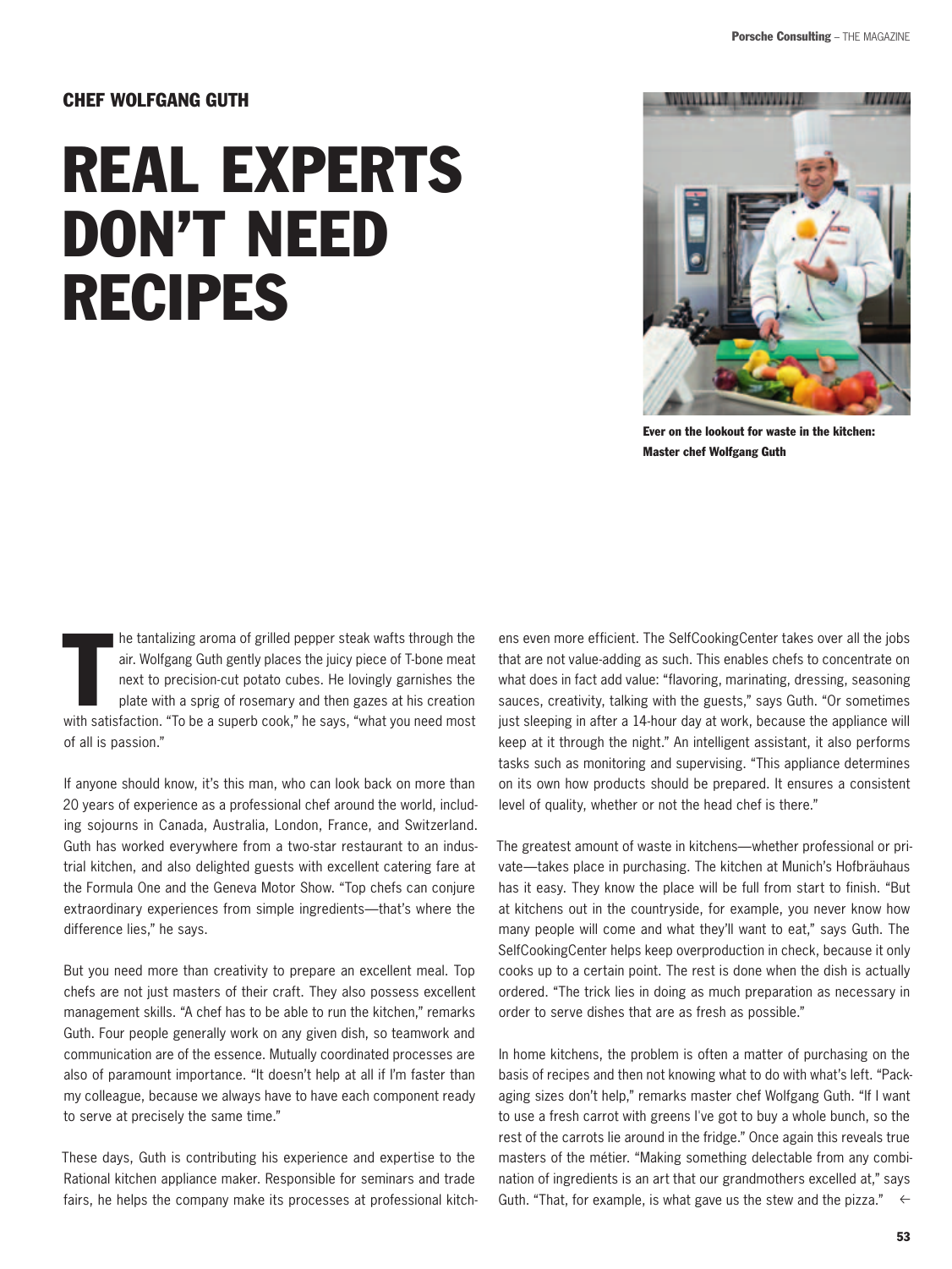**CHEF WOLFGANG GUTH**

# REAL EXPERTS DON'T NEED RECIPES

**Ever on the lookout for waste in the kitchen: Master chef Wolfgang Guth**

The tantalizing aroma of grilled pepper steak wafts through the air. Wolfgang Guth gently places the juicy piece of T-bone meat next to precision-cut potato cubes. He lovingly garnishes the plate with a sprig of rosemary and then gazes at his creation with satisfaction. "To be a superb cook," he says, "what you need most of all is passion."

If anyone should know, it's this man, who can look back on more than 20 years of experience as a professional chef around the world, including sojourns in Canada, Australia, London, France, and Switzerland. Guth has worked everywhere from a two-star restaurant to an industrial kitchen, and also delighted guests with excellent catering fare at the Formula One and the Geneva Motor Show. "Top chefs can conjure extraordinary experiences from simple ingredients—that's where the difference lies," he says.

But you need more than creativity to prepare an excellent meal. Top chefs are not just masters of their craft. They also possess excellent management skills. "A chef has to be able to run the kitchen," remarks Guth. Four people generally work on any given dish, so teamwork and communication are of the essence. Mutually coordinated processes are also of paramount importance. "It doesn't help at all if I'm faster than my colleague, because we always have to have each component ready to serve at precisely the same time."

These days, Guth is contributing his experience and expertise to the Rational kitchen appliance maker. Responsible for seminars and trade fairs, he helps the company make its processes at professional kitchens even more efficient. The SelfCookingCenter takes over all the jobs that are not value-adding as such. This enables chefs to concentrate on what does in fact add value: "flavoring, marinating, dressing, seasoning sauces, creativity, talking with the guests," says Guth. "Or sometimes just sleeping in after a 14-hour day at work, because the appliance will keep at it through the night." An intelligent assistant, it also performs tasks such as monitoring and supervising. "This appliance determines on its own how products should be prepared. It ensures a consistent level of quality, whether or not the head chef is there."

The greatest amount of waste in kitchens—whether professional or private—takes place in purchasing. The kitchen at Munich's Hofbräuhaus has it easy. They know the place will be full from start to finish. "But at kitchens out in the countryside, for example, you never know how many people will come and what they'll want to eat," says Guth. The SelfCookingCenter helps keep overproduction in check, because it only cooks up to a certain point. The rest is done when the dish is actually ordered. "The trick lies in doing as much preparation as necessary in order to serve dishes that are as fresh as possible."

In home kitchens, the problem is often a matter of purchasing on the basis of recipes and then not knowing what to do with what's left. "Packaging sizes don't help," remarks master chef Wolfgang Guth. "If I want to use a fresh carrot with greens I've got to buy a whole bunch, so the rest of the carrots lie around in the fridge." Once again this reveals true masters of the métier. "Making something delectable from any combination of ingredients is an art that our grandmothers excelled at," says Guth. "That, for example, is what gave us the stew and the pizza." ←